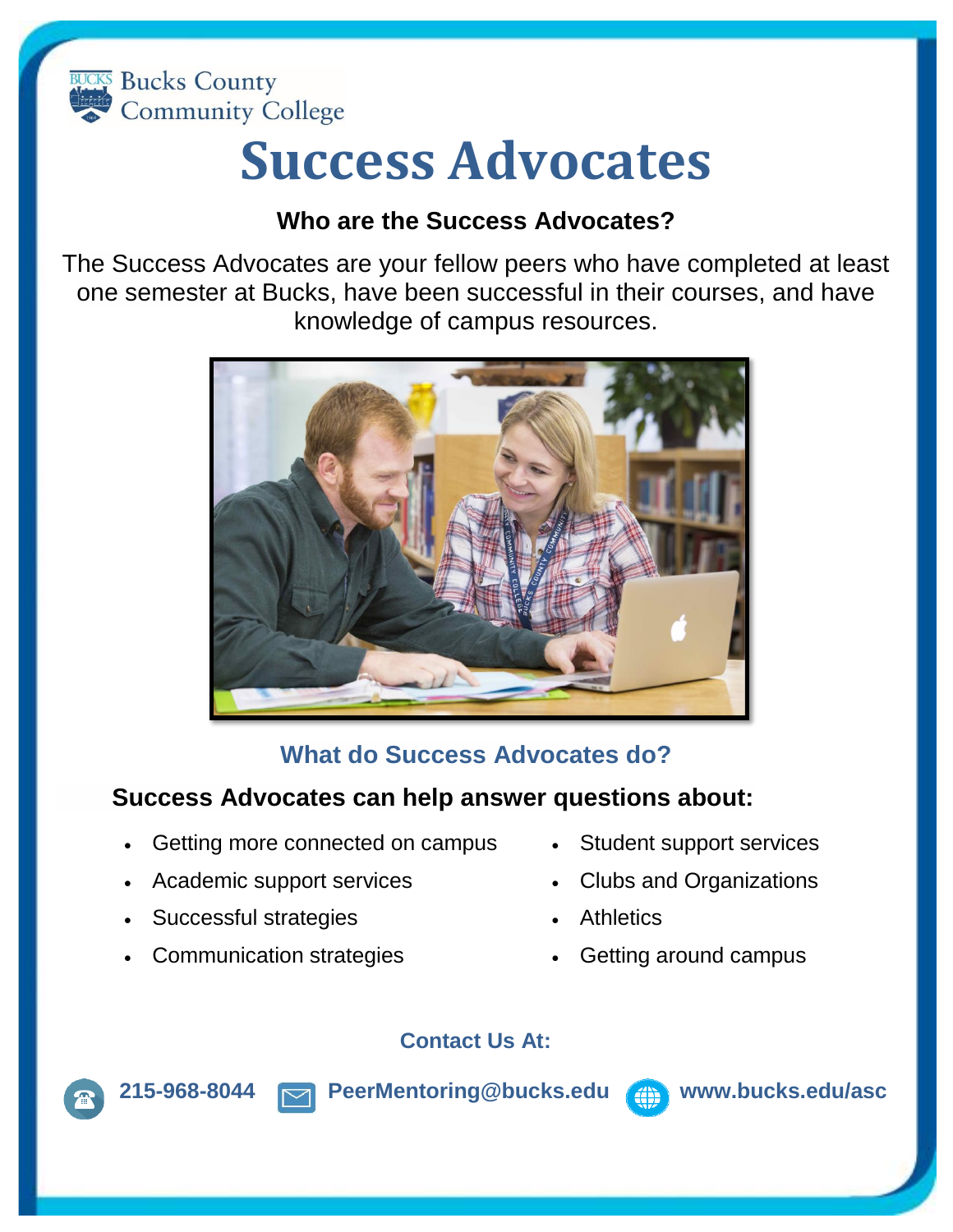Bucks County Community College

# Success Advocates

### Who are the Success Advocates?

The Success Advocates are your fellow peers who have completed at least one semester at Bucks, have been successful in their courses, and have knowledge of campus resources.

### What do Success Advocates do?

**Success Advocates can help answer questions about:**

- Getting more connected on campus
- Academic support services
- Successful strategies
- Communication strategies
- Student support services
- Clubs and Organizations
- Athletics
- Getting around campus

**Contact Us At:**

**215-968-8044** **PeerMentoring@bucks.edu** **www.bucks.edu/asc**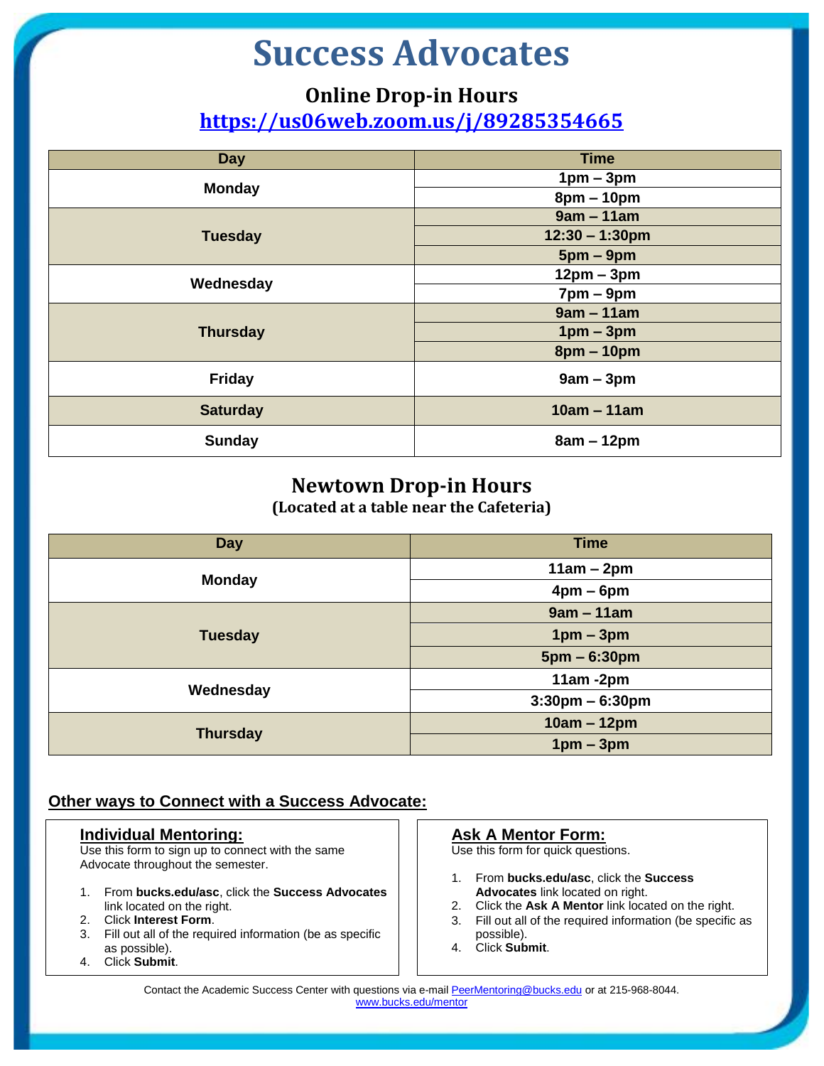# Success Advocates

## Online Drop-in Hours

**https://us06web.zoom.us/j/89285354665**

| Day | Time |
|---|---|
| Monday | 1pm – 3pm |
| | 8pm – 10pm |
| Tuesday | 9am – 11am |
| | 12:30 – 1:30pm |
| | 5pm – 9pm |
| Wednesday | 12pm – 3pm |
| | 7pm – 9pm |
| Thursday | 9am – 11am |
| | 1pm – 3pm |
| | 8pm – 10pm |
| Friday | 9am – 3pm |
| Saturday | 10am – 11am |
| Sunday | 8am – 12pm |

## Newtown Drop-in Hours

**(Located at a table near the Cafeteria)**

| Day | Time |
|---|---|
| Monday | 11am – 2pm |
| | 4pm – 6pm |
| Tuesday | 9am – 11am |
| | 1pm – 3pm |
| | 5pm – 6:30pm |
| Wednesday | 11am -2pm |
| | 3:30pm – 6:30pm |
| Thursday | 10am – 12pm |
| | 1pm – 3pm |

### Other ways to Connect with a Success Advocate:

**Individual Mentoring:**

Use this form to sign up to connect with the same Advocate throughout the semester.

1. From **bucks.edu/asc**, click the **Success Advocates** link located on the right.
2. Click **Interest Form**.
3. Fill out all of the required information (be as specific as possible).
4. Click **Submit**.

**Ask A Mentor Form:**

Use this form for quick questions.

1. From **bucks.edu/asc**, click the **Success Advocates** link located on right.
2. Click the **Ask A Mentor** link located on the right.
3. Fill out all of the required information (be specific as possible).
4. Click **Submit**.

Contact the Academic Success Center with questions via e-mail PeerMentoring@bucks.edu or at 215-968-8044.
www.bucks.edu/mentor